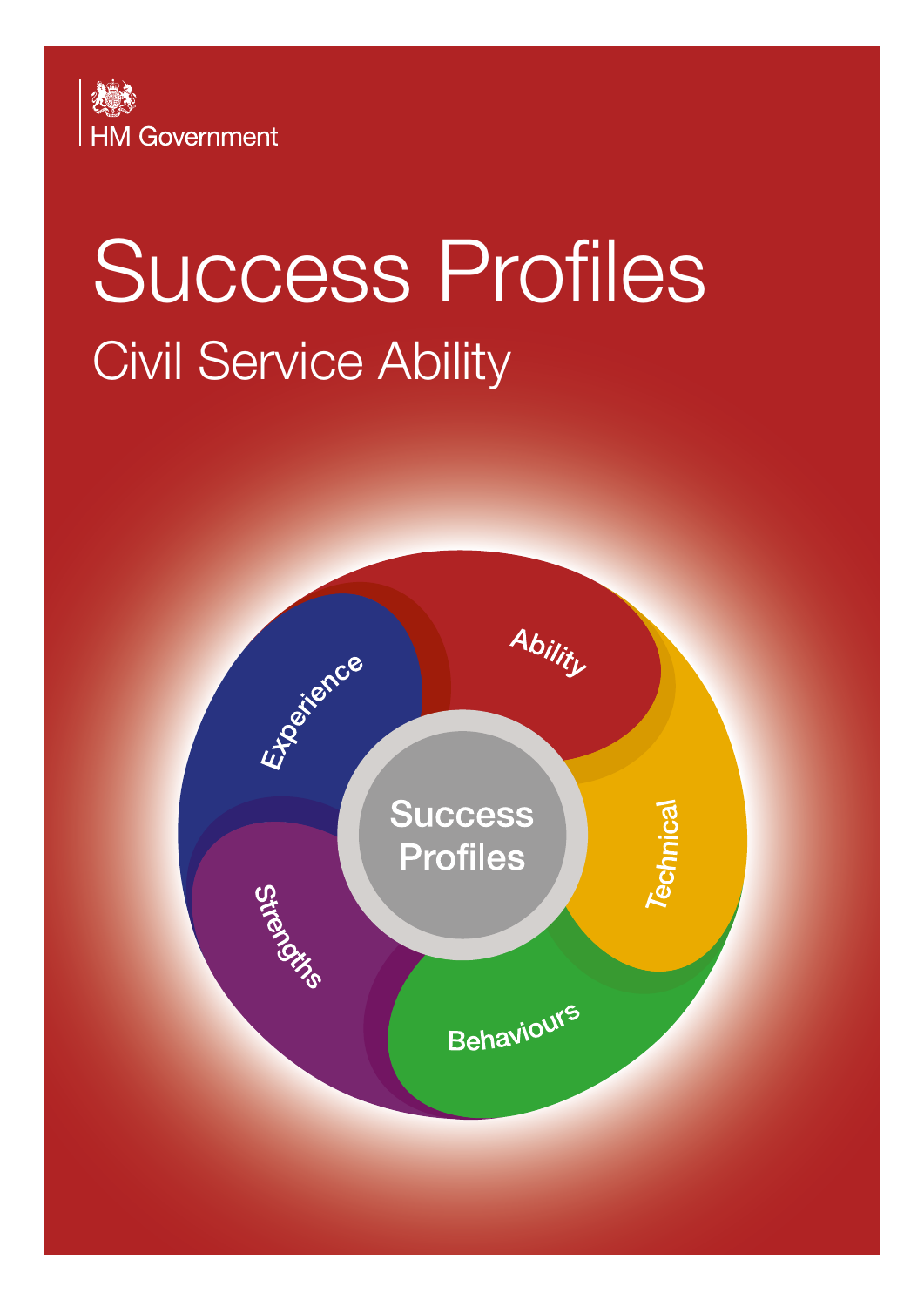HM Government

# Success Profiles

## Civil Service Ability

Success Profiles

Ability

Technical

Behaviours

Strengths

Experience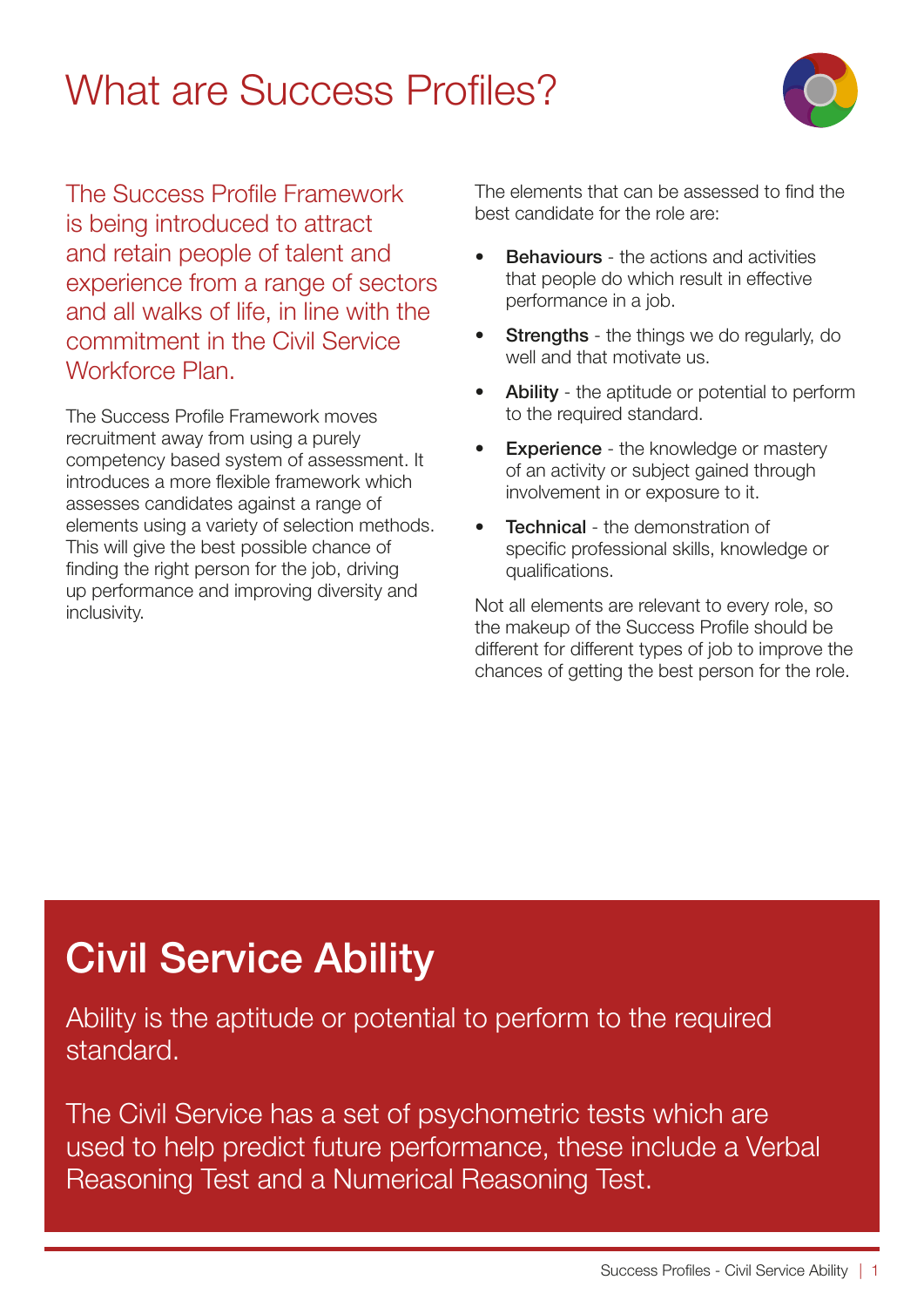# What are Success Profiles?

The Success Profile Framework is being introduced to attract and retain people of talent and experience from a range of sectors and all walks of life, in line with the commitment in the Civil Service Workforce Plan.

The Success Profile Framework moves recruitment away from using a purely competency based system of assessment. It introduces a more flexible framework which assesses candidates against a range of elements using a variety of selection methods. This will give the best possible chance of finding the right person for the job, driving up performance and improving diversity and inclusivity.

The elements that can be assessed to find the best candidate for the role are:

- **Behaviours** - the actions and activities that people do which result in effective performance in a job.
- **Strengths** - the things we do regularly, do well and that motivate us.
- **Ability** - the aptitude or potential to perform to the required standard.
- **Experience** - the knowledge or mastery of an activity or subject gained through involvement in or exposure to it.
- **Technical** - the demonstration of specific professional skills, knowledge or qualifications.

Not all elements are relevant to every role, so the makeup of the Success Profile should be different for different types of job to improve the chances of getting the best person for the role.

## Civil Service Ability

Ability is the aptitude or potential to perform to the required standard.

The Civil Service has a set of psychometric tests which are used to help predict future performance, these include a Verbal Reasoning Test and a Numerical Reasoning Test.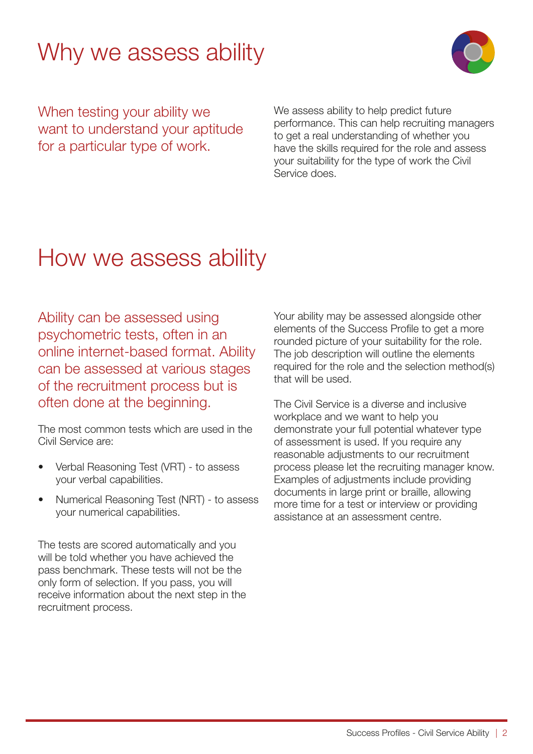# Why we assess ability

When testing your ability we want to understand your aptitude for a particular type of work.

We assess ability to help predict future performance. This can help recruiting managers to get a real understanding of whether you have the skills required for the role and assess your suitability for the type of work the Civil Service does.

# How we assess ability

Ability can be assessed using psychometric tests, often in an online internet-based format. Ability can be assessed at various stages of the recruitment process but is often done at the beginning.

The most common tests which are used in the Civil Service are:

- Verbal Reasoning Test (VRT) - to assess your verbal capabilities.
- Numerical Reasoning Test (NRT) - to assess your numerical capabilities.

The tests are scored automatically and you will be told whether you have achieved the pass benchmark. These tests will not be the only form of selection. If you pass, you will receive information about the next step in the recruitment process.

Your ability may be assessed alongside other elements of the Success Profile to get a more rounded picture of your suitability for the role. The job description will outline the elements required for the role and the selection method(s) that will be used.

The Civil Service is a diverse and inclusive workplace and we want to help you demonstrate your full potential whatever type of assessment is used. If you require any reasonable adjustments to our recruitment process please let the recruiting manager know. Examples of adjustments include providing documents in large print or braille, allowing more time for a test or interview or providing assistance at an assessment centre.